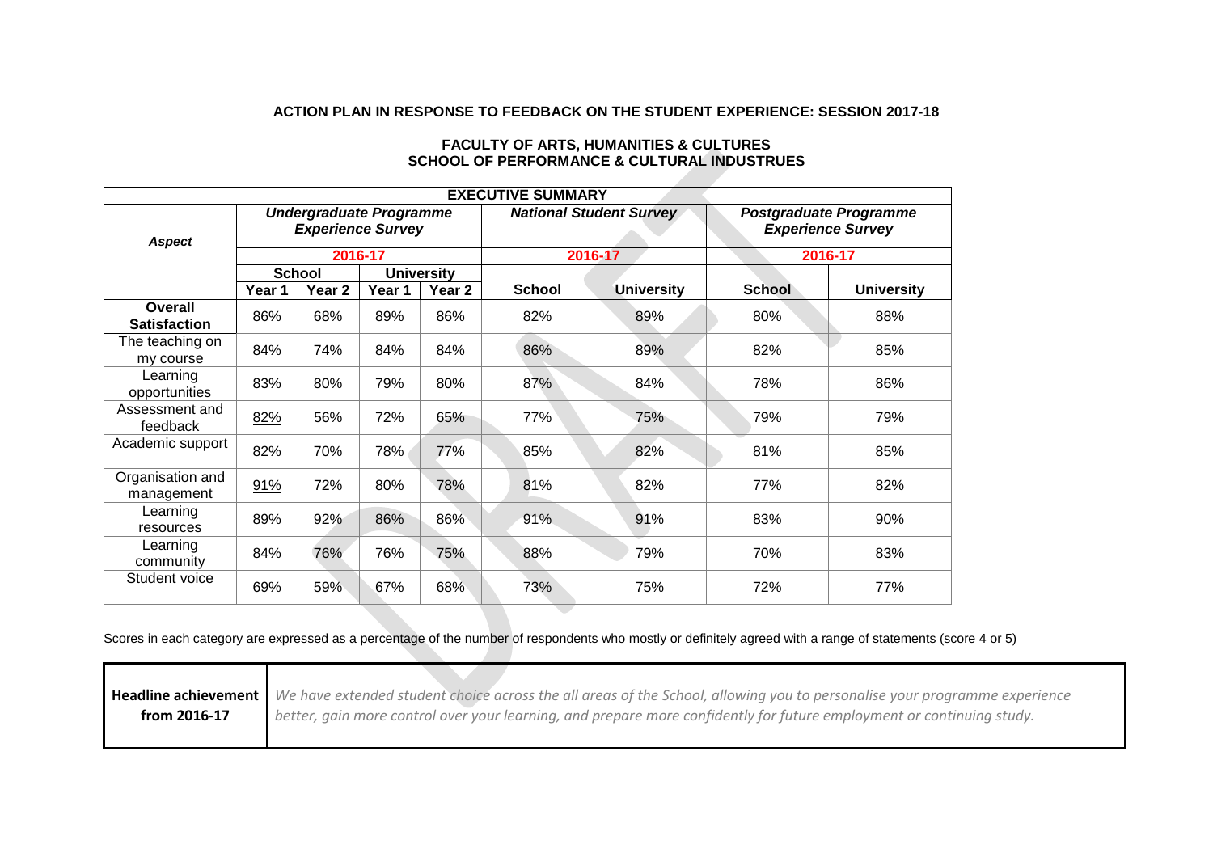**ACTION PLAN IN RESPONSE TO FEEDBACK ON THE STUDENT EXPERIENCE: SESSION 2017-18**

**FACULTY OF ARTS, HUMANITIES & CULTURES**
**SCHOOL OF PERFORMANCE & CULTURAL INDUSTRUES**

| **EXECUTIVE SUMMARY** | | | | | | | | |
|---|---|---|---|---|---|---|---|---|
| ***Aspect*** | ***Undergraduate Programme Experience Survey*** | | | | ***National Student Survey*** | | ***Postgraduate Programme Experience Survey*** | |
| | **2016-17** | | | | **2016-17** | | **2016-17** | |
| | **School** | | **University** | | | | | |
| | **Year 1** | **Year 2** | **Year 1** | **Year 2** | **School** | **University** | **School** | **University** |
| **Overall Satisfaction** | 86% | 68% | 89% | 86% | 82% | 89% | 80% | 88% |
| The teaching on my course | 84% | 74% | 84% | 84% | 86% | 89% | 82% | 85% |
| Learning opportunities | 83% | 80% | 79% | 80% | 87% | 84% | 78% | 86% |
| Assessment and feedback | 82% | 56% | 72% | 65% | 77% | 75% | 79% | 79% |
| Academic support | 82% | 70% | 78% | 77% | 85% | 82% | 81% | 85% |
| Organisation and management | 91% | 72% | 80% | 78% | 81% | 82% | 77% | 82% |
| Learning resources | 89% | 92% | 86% | 86% | 91% | 91% | 83% | 90% |
| Learning community | 84% | 76% | 76% | 75% | 88% | 79% | 70% | 83% |
| Student voice | 69% | 59% | 67% | 68% | 73% | 75% | 72% | 77% |

Scores in each category are expressed as a percentage of the number of respondents who mostly or definitely agreed with a range of statements (score 4 or 5)

| **Headline achievement from 2016-17** | *We have extended student choice across the all areas of the School, allowing you to personalise your programme experience better, gain more control over your learning, and prepare more confidently for future employment or continuing study.* |
|---|---|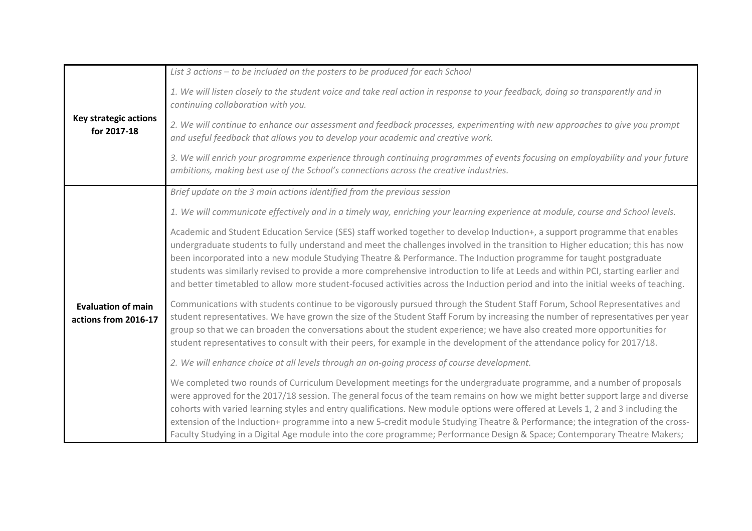| | |
|---|---|
| **Key strategic actions for 2017-18** | *List 3 actions – to be included on the posters to be produced for each School*<br><br>*1. We will listen closely to the student voice and take real action in response to your feedback, doing so transparently and in continuing collaboration with you.*<br><br>*2. We will continue to enhance our assessment and feedback processes, experimenting with new approaches to give you prompt and useful feedback that allows you to develop your academic and creative work.*<br><br>*3. We will enrich your programme experience through continuing programmes of events focusing on employability and your future ambitions, making best use of the School's connections across the creative industries.* |
| **Evaluation of main actions from 2016-17** | *Brief update on the 3 main actions identified from the previous session*<br><br>*1. We will communicate effectively and in a timely way, enriching your learning experience at module, course and School levels.*<br><br>Academic and Student Education Service (SES) staff worked together to develop Induction+, a support programme that enables undergraduate students to fully understand and meet the challenges involved in the transition to Higher education; this has now been incorporated into a new module Studying Theatre & Performance. The Induction programme for taught postgraduate students was similarly revised to provide a more comprehensive introduction to life at Leeds and within PCI, starting earlier and and better timetabled to allow more student-focused activities across the Induction period and into the initial weeks of teaching.<br><br>Communications with students continue to be vigorously pursued through the Student Staff Forum, School Representatives and student representatives. We have grown the size of the Student Staff Forum by increasing the number of representatives per year group so that we can broaden the conversations about the student experience; we have also created more opportunities for student representatives to consult with their peers, for example in the development of the attendance policy for 2017/18.<br><br>*2. We will enhance choice at all levels through an on-going process of course development.*<br><br>We completed two rounds of Curriculum Development meetings for the undergraduate programme, and a number of proposals were approved for the 2017/18 session. The general focus of the team remains on how we might better support large and diverse cohorts with varied learning styles and entry qualifications. New module options were offered at Levels 1, 2 and 3 including the extension of the Induction+ programme into a new 5-credit module Studying Theatre & Performance; the integration of the cross-Faculty Studying in a Digital Age module into the core programme; Performance Design & Space; Contemporary Theatre Makers; |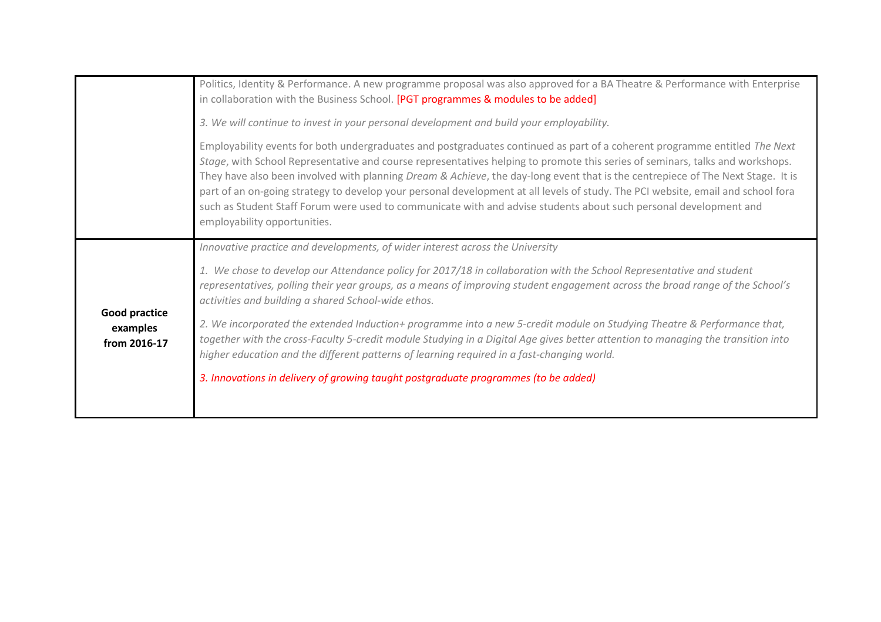| | |
|---|---|
| | Politics, Identity & Performance. A new programme proposal was also approved for a BA Theatre & Performance with Enterprise in collaboration with the Business School. [PGT programmes & modules to be added]<br><br>*3. We will continue to invest in your personal development and build your employability.*<br><br>Employability events for both undergraduates and postgraduates continued as part of a coherent programme entitled *The Next Stage*, with School Representative and course representatives helping to promote this series of seminars, talks and workshops. They have also been involved with planning *Dream & Achieve*, the day-long event that is the centrepiece of The Next Stage. It is part of an on-going strategy to develop your personal development at all levels of study. The PCI website, email and school fora such as Student Staff Forum were used to communicate with and advise students about such personal development and employability opportunities. |
| **Good practice examples from 2016-17** | *Innovative practice and developments, of wider interest across the University*<br><br>*1. We chose to develop our Attendance policy for 2017/18 in collaboration with the School Representative and student representatives, polling their year groups, as a means of improving student engagement across the broad range of the School's activities and building a shared School-wide ethos.*<br><br>*2. We incorporated the extended Induction+ programme into a new 5-credit module on Studying Theatre & Performance that, together with the cross-Faculty 5-credit module Studying in a Digital Age gives better attention to managing the transition into higher education and the different patterns of learning required in a fast-changing world.*<br><br>*3. Innovations in delivery of growing taught postgraduate programmes (to be added)* |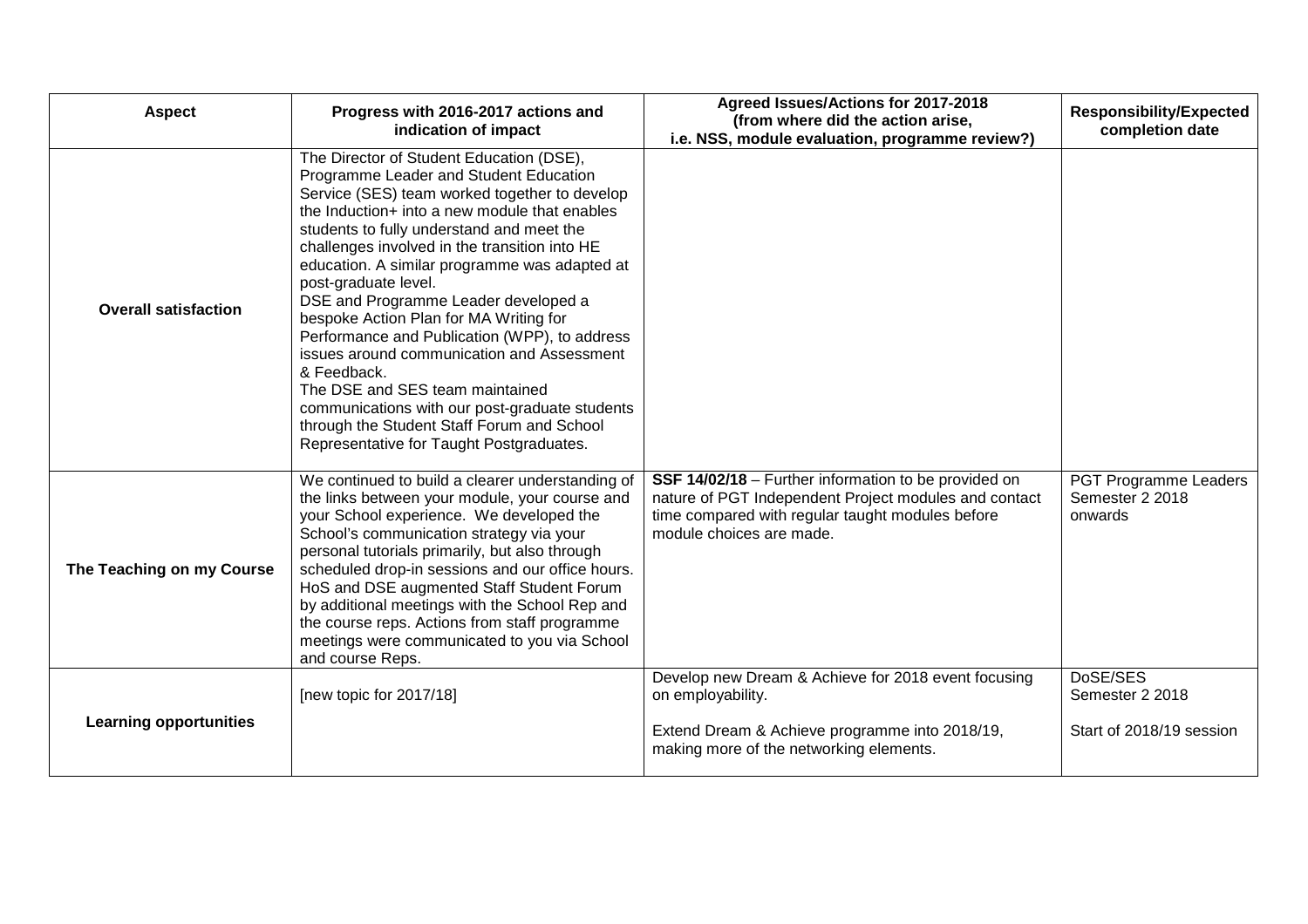| Aspect | Progress with 2016-2017 actions and indication of impact | Agreed Issues/Actions for 2017-2018 (from where did the action arise, i.e. NSS, module evaluation, programme review?) | Responsibility/Expected completion date |
|---|---|---|---|
| **Overall satisfaction** | The Director of Student Education (DSE), Programme Leader and Student Education Service (SES) team worked together to develop the Induction+ into a new module that enables students to fully understand and meet the challenges involved in the transition into HE education. A similar programme was adapted at post-graduate level.<br>DSE and Programme Leader developed a bespoke Action Plan for MA Writing for Performance and Publication (WPP), to address issues around communication and Assessment & Feedback.<br>The DSE and SES team maintained communications with our post-graduate students through the Student Staff Forum and School Representative for Taught Postgraduates. | | |
| **The Teaching on my Course** | We continued to build a clearer understanding of the links between your module, your course and your School experience. We developed the School's communication strategy via your personal tutorials primarily, but also through scheduled drop-in sessions and our office hours. HoS and DSE augmented Staff Student Forum by additional meetings with the School Rep and the course reps. Actions from staff programme meetings were communicated to you via School and course Reps. | **SSF 14/02/18** – Further information to be provided on nature of PGT Independent Project modules and contact time compared with regular taught modules before module choices are made. | PGT Programme Leaders Semester 2 2018 onwards |
| **Learning opportunities** | [new topic for 2017/18] | Develop new Dream & Achieve for 2018 event focusing on employability.<br><br>Extend Dream & Achieve programme into 2018/19, making more of the networking elements. | DoSE/SES Semester 2 2018<br><br>Start of 2018/19 session |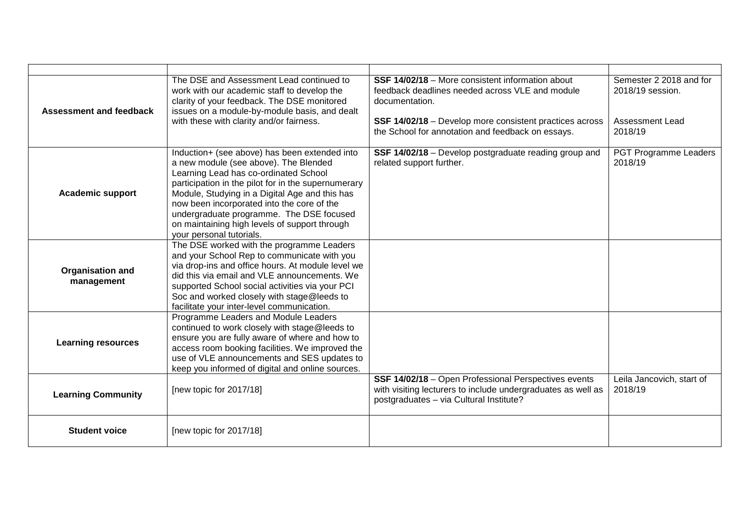| | | | |
|---|---|---|---|
| **Assessment and feedback** | The DSE and Assessment Lead continued to work with our academic staff to develop the clarity of your feedback. The DSE monitored issues on a module-by-module basis, and dealt with these with clarity and/or fairness. | **SSF 14/02/18** – More consistent information about feedback deadlines needed across VLE and module documentation.<br><br>**SSF 14/02/18** – Develop more consistent practices across the School for annotation and feedback on essays. | Semester 2 2018 and for 2018/19 session.<br><br>Assessment Lead 2018/19 |
| **Academic support** | Induction+ (see above) has been extended into a new module (see above). The Blended Learning Lead has co-ordinated School participation in the pilot for in the supernumerary Module, Studying in a Digital Age and this has now been incorporated into the core of the undergraduate programme. The DSE focused on maintaining high levels of support through your personal tutorials. | **SSF 14/02/18** – Develop postgraduate reading group and related support further. | PGT Programme Leaders 2018/19 |
| **Organisation and management** | The DSE worked with the programme Leaders and your School Rep to communicate with you via drop-ins and office hours. At module level we did this via email and VLE announcements. We supported School social activities via your PCI Soc and worked closely with stage@leeds to facilitate your inter-level communication. | | |
| **Learning resources** | Programme Leaders and Module Leaders continued to work closely with stage@leeds to ensure you are fully aware of where and how to access room booking facilities. We improved the use of VLE announcements and SES updates to keep you informed of digital and online sources. | | |
| **Learning Community** | [new topic for 2017/18] | **SSF 14/02/18** – Open Professional Perspectives events with visiting lecturers to include undergraduates as well as postgraduates – via Cultural Institute? | Leila Jancovich, start of 2018/19 |
| **Student voice** | [new topic for 2017/18] | | |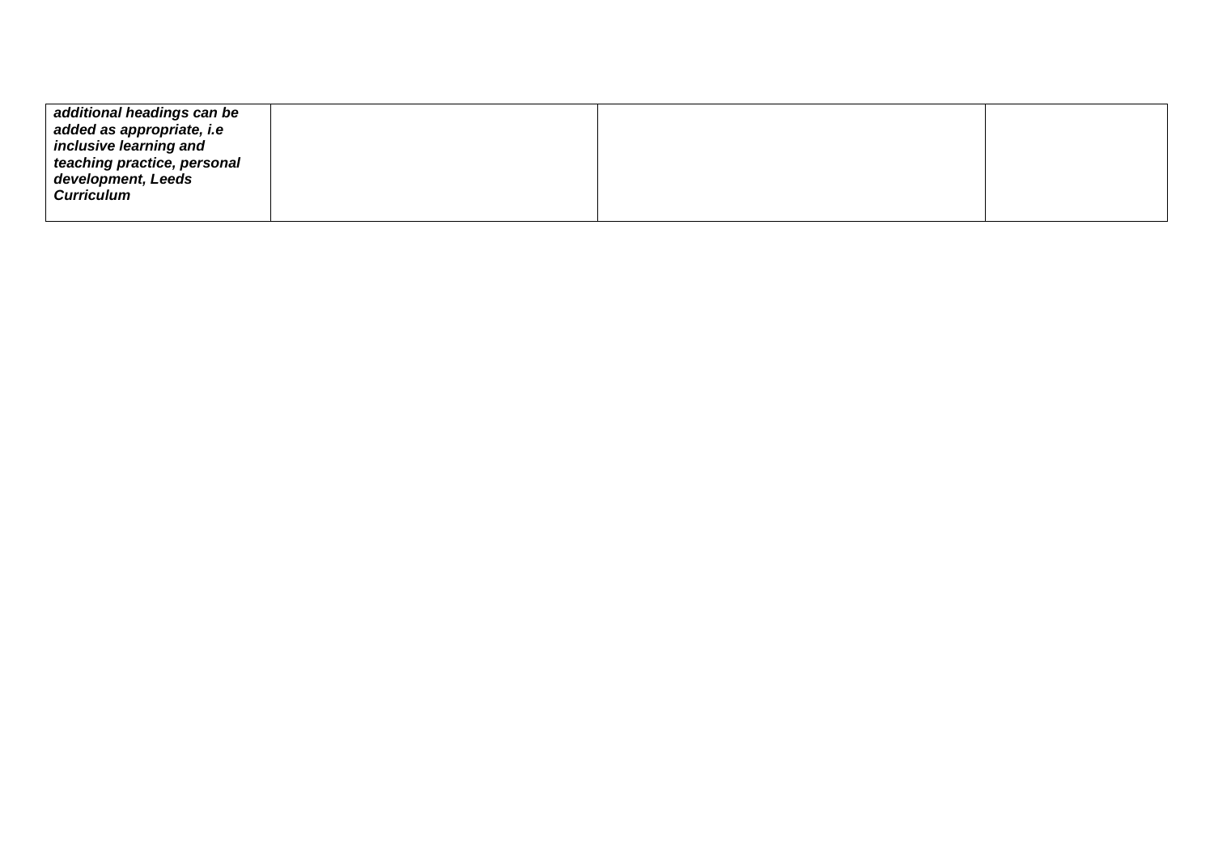| | | | |
|---|---|---|---|
| ***additional headings can be added as appropriate, i.e inclusive learning and teaching practice, personal development, Leeds Curriculum*** | | | |